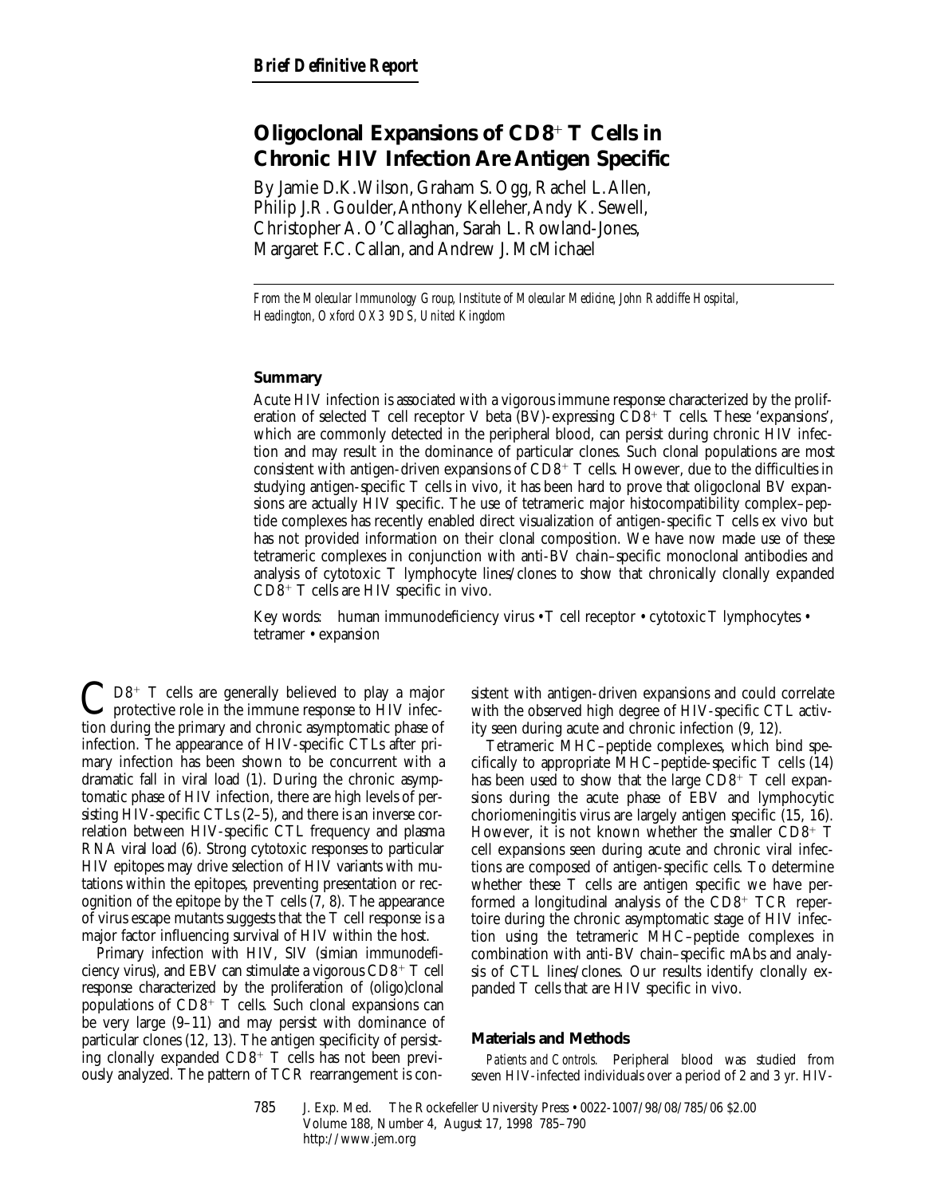**Brief Definitive Report**

# Oligoclonal Expansions of $CD8^+$ T Cells in Chronic HIV Infection Are Antigen Specific

By Jamie D.K. Wilson, Graham S. Ogg, Rachel L. Allen, Philip J.R. Goulder, Anthony Kelleher, Andy K. Sewell, Christopher A. O'Callaghan, Sarah L. Rowland-Jones, Margaret F.C. Callan, and Andrew J. McMichael

*From the Molecular Immunology Group, Institute of Molecular Medicine, John Radcliffe Hospital, Headington, Oxford OX3 9DS, United Kingdom*

## Summary

Acute HIV infection is associated with a vigorous immune response characterized by the proliferation of selected T cell receptor V beta (BV)-expressing $CD8^+$ T cells. These 'expansions', which are commonly detected in the peripheral blood, can persist during chronic HIV infection and may result in the dominance of particular clones. Such clonal populations are most consistent with antigen-driven expansions of $CD8^+$ T cells. However, due to the difficulties in studying antigen-specific T cells in vivo, it has been hard to prove that oligoclonal BV expansions are actually HIV specific. The use of tetrameric major histocompatibility complex–peptide complexes has recently enabled direct visualization of antigen-specific T cells ex vivo but has not provided information on their clonal composition. We have now made use of these tetrameric complexes in conjunction with anti-BV chain–specific monoclonal antibodies and analysis of cytotoxic T lymphocyte lines/clones to show that chronically clonally expanded $CD8^+$ T cells are HIV specific in vivo.

Key words: human immunodeficiency virus • T cell receptor • cytotoxic T lymphocytes • tetramer • expansion

$CD8^+$ T cells are generally believed to play a major protective role in the immune response to HIV infection during the primary and chronic asymptomatic phase of infection. The appearance of HIV-specific CTLs after primary infection has been shown to be concurrent with a dramatic fall in viral load (1). During the chronic asymptomatic phase of HIV infection, there are high levels of persisting HIV-specific CTLs (2–5), and there is an inverse correlation between HIV-specific CTL frequency and plasma RNA viral load (6). Strong cytotoxic responses to particular HIV epitopes may drive selection of HIV variants with mutations within the epitopes, preventing presentation or recognition of the epitope by the T cells (7, 8). The appearance of virus escape mutants suggests that the T cell response is a major factor influencing survival of HIV within the host.

Primary infection with HIV, SIV (simian immunodeficiency virus), and EBV can stimulate a vigorous $CD8^+$ T cell response characterized by the proliferation of (oligo)clonal populations of $CD8^+$ T cells. Such clonal expansions can be very large (9–11) and may persist with dominance of particular clones (12, 13). The antigen specificity of persisting clonally expanded $CD8^+$ T cells has not been previously analyzed. The pattern of TCR rearrangement is consistent with antigen-driven expansions and could correlate with the observed high degree of HIV-specific CTL activity seen during acute and chronic infection (9, 12).

Tetrameric MHC–peptide complexes, which bind specifically to appropriate MHC–peptide-specific T cells (14) has been used to show that the large $CD8^+$ T cell expansions during the acute phase of EBV and lymphocytic choriomeningitis virus are largely antigen specific (15, 16). However, it is not known whether the smaller $CD8^+$ T cell expansions seen during acute and chronic viral infections are composed of antigen-specific cells. To determine whether these T cells are antigen specific we have performed a longitudinal analysis of the $CD8^+$ TCR repertoire during the chronic asymptomatic stage of HIV infection using the tetrameric MHC–peptide complexes in combination with anti-BV chain–specific mAbs and analysis of CTL lines/clones. Our results identify clonally expanded T cells that are HIV specific in vivo.

## Materials and Methods

*Patients and Controls.* Peripheral blood was studied from seven HIV-infected individuals over a period of 2 and 3 yr. HIV-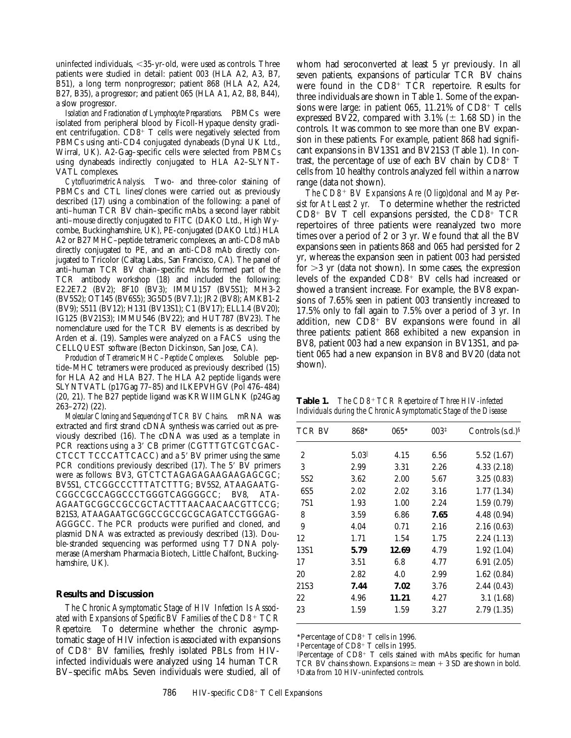uninfected individuals, <35-yr-old, were used as controls. Three patients were studied in detail: patient 003 (HLA A2, A3, B7, B51), a long term nonprogressor; patient 868 (HLA A2, A24, B27, B35), a progressor; and patient 065 (HLA A1, A2, B8, B44), a slow progressor.

*Isolation and Fractionation of Lymphocyte Preparations.* PBMCs were isolated from peripheral blood by Ficoll-Hypaque density gradient centrifugation. $CD8^+$ T cells were negatively selected from PBMCs using anti-CD4 conjugated dynabeads (Dynal UK Ltd., Wirral, UK). A2-Gag–specific cells were selected from PBMCs using dynabeads indirectly conjugated to HLA A2–SLYNTVATL complexes.

*Cytofluorimetric Analysis.* Two- and three-color staining of PBMCs and CTL lines/clones were carried out as previously described (17) using a combination of the following: a panel of anti–human TCR BV chain–specific mAbs, a second layer rabbit anti–mouse directly conjugated to FITC (DAKO Ltd., High Wycombe, Buckinghamshire, UK), PE-conjugated (DAKO Ltd.) HLA A2 or B27 MHC–peptide tetrameric complexes, an anti-CD8 mAb directly conjugated to PE, and an anti-CD8 mAb directly conjugated to Tricolor (Caltag Labs., San Francisco, CA). The panel of anti–human TCR BV chain–specific mAbs formed part of the TCR antibody workshop (18) and included the following: E2.2E7.2 (BV2); 8F10 (BV3); IMMU157 (BV5S1); MH3-2 (BV5S2); OT145 (BV6S5); 3G5D5 (BV7.1); JR2 (BV8); AMKB1-2 (BV9); S511 (BV12); H131 (BV13S1); C1 (BV17); ELL1.4 (BV20); IG125 (BV21S3); IMMU546 (BV22); and HUT787 (BV23). The nomenclature used for the TCR BV elements is as described by Arden et al. (19). Samples were analyzed on a FACS using the CELLQUEST software (Becton Dickinson, San Jose, CA).

*Production of Tetrameric MHC–Peptide Complexes.* Soluble peptide–MHC tetramers were produced as previously described (15) for HLA A2 and HLA B27. The HLA A2 peptide ligands were SLYNTVATL (p17Gag 77–85) and ILKEPVHGV (Pol 476–484) (20, 21). The B27 peptide ligand was KRWIIMGLNK (p24Gag 263–272) (22).

*Molecular Cloning and Sequencing of TCR BV Chains.* mRNA was extracted and first strand cDNA synthesis was carried out as previously described (16). The cDNA was used as a template in PCR reactions using a 3′ CB primer (CGTTTGTCGTCGACCTCCT TCCCATTCACC) and a 5′ BV primer using the same PCR conditions previously described (17). The 5′ BV primers were as follows: BV3, GTCTCTAGAGAGAAGAAGGAGCGC; BV5S1, CTCGGCCCTTTATCTTTG; BV5S2, ATAAGAATGCGGCCGCCAGGCCCTGGGTCAGGGGCC; BV8, ATAAGAATGCGGCCGCCGCTACTTTAACAACAACGTTCCG; B21S3, ATAAGAATGCGGCCGCCGCGCAGATCCTGGGAGAGGGCC. The PCR products were purified and cloned, and plasmid DNA was extracted as previously described (13). Double-stranded sequencing was performed using T7 DNA polymerase (Amersham Pharmacia Biotech, Little Chalfont, Buckinghamshire, UK).

## Results and Discussion

*The Chronic Asymptomatic Stage of HIV Infection Is Associated with Expansions of Specific BV Families of the $CD8^+$ TCR Repertoire.* To determine whether the chronic asymptomatic stage of HIV infection is associated with expansions of $CD8^+$ BV families, freshly isolated PBLs from HIV-infected individuals were analyzed using 14 human TCR BV–specific mAbs. Seven individuals were studied, all of whom had seroconverted at least 5 yr previously. In all seven patients, expansions of particular TCR BV chains were found in the $CD8^+$ TCR repertoire. Results for three individuals are shown in Table 1. Some of the expansions were large: in patient 065, 11.21% of $CD8^+$ T cells expressed BV22, compared with 3.1% (± 1.68 SD) in the controls. It was common to see more than one BV expansion in these patients. For example, patient 868 had significant expansions in BV13S1 and BV21S3 (Table 1). In contrast, the percentage of use of each BV chain by $CD8^+$ T cells from 10 healthy controls analyzed fell within a narrow range (data not shown).

*The $CD8^+$ BV Expansions Are (Oligo)clonal and May Persist for At Least 2 yr.* To determine whether the restricted $CD8^+$ BV T cell expansions persisted, the $CD8^+$ TCR repertoires of three patients were reanalyzed two more times over a period of 2 or 3 yr. We found that all the BV expansions seen in patients 868 and 065 had persisted for 2 yr, whereas the expansion seen in patient 003 had persisted for >3 yr (data not shown). In some cases, the expression levels of the expanded $CD8^+$ BV cells had increased or showed a transient increase. For example, the BV8 expansions of 7.65% seen in patient 003 transiently increased to 17.5% only to fall again to 7.5% over a period of 3 yr. In addition, new $CD8^+$ BV expansions were found in all three patients: patient 868 exhibited a new expansion in BV8, patient 003 had a new expansion in BV13S1, and patient 065 had a new expansion in BV8 and BV20 (data not shown).

**Table 1.** *The $CD8^+$ TCR Repertoire of Three HIV-infected Individuals during the Chronic Asymptomatic Stage of the Disease*

| TCR BV | 868* | 065* | 003‡ | Controls (s.d.)§ |
|---|---|---|---|---|
| 2 | 5.03‖ | 4.15 | 6.56 | 5.52 (1.67) |
| 3 | 2.99 | 3.31 | 2.26 | 4.33 (2.18) |
| 5S2 | 3.62 | 2.00 | 5.67 | 3.25 (0.83) |
| 6S5 | 2.02 | 2.02 | 3.16 | 1.77 (1.34) |
| 7S1 | 1.93 | 1.00 | 2.24 | 1.59 (0.79) |
| 8 | 3.59 | 6.86 | **7.65** | 4.48 (0.94) |
| 9 | 4.04 | 0.71 | 2.16 | 2.16 (0.63) |
| 12 | 1.71 | 1.54 | 1.75 | 2.24 (1.13) |
| 13S1 | **5.79** | **12.69** | 4.79 | 1.92 (1.04) |
| 17 | 3.51 | 6.8 | 4.77 | 6.91 (2.05) |
| 20 | 2.82 | 4.0 | 2.99 | 1.62 (0.84) |
| 21S3 | **7.44** | **7.02** | 3.76 | 2.44 (0.43) |
| 22 | 4.96 | **11.21** | 4.27 | 3.1 (1.68) |
| 23 | 1.59 | 1.59 | 3.27 | 2.79 (1.35) |

*Percentage of $CD8^+$ T cells in 1996.
‡Percentage of $CD8^+$ T cells in 1995.
‖Percentage of $CD8^+$ T cells stained with mAbs specific for human TCR BV chains shown. Expansions ≥ mean + 3 SD are shown in bold.
§Data from 10 HIV-uninfected controls.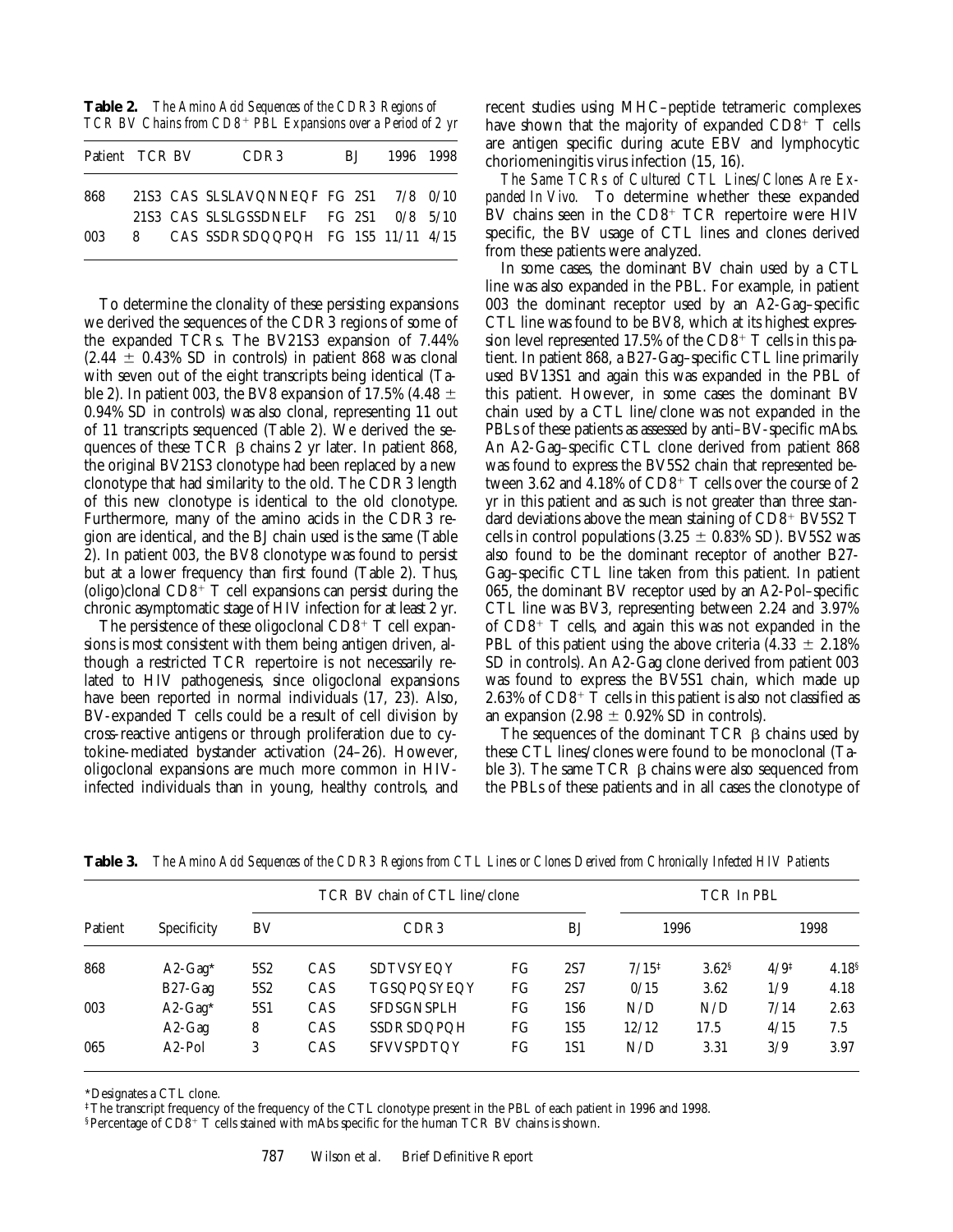**Table 2.** *The Amino Acid Sequences of the CDR3 Regions of TCR BV Chains from $CD8^+$ PBL Expansions over a Period of 2 yr*

| Patient | TCR BV | | CDR3 | | BJ | 1996 | 1998 |
|---|---|---|---|---|---|---|---|
| 868 | 21S3 | CAS | SLSLAVQNNEQF | FG | 2S1 | 7/8 | 0/10 |
| | 21S3 | CAS | SLSLGSSDNELF | FG | 2S1 | 0/8 | 5/10 |
| 003 | 8 | CAS | SSDRSDQQPQH | FG | 1S5 | 11/11 | 4/15 |

To determine the clonality of these persisting expansions we derived the sequences of the CDR3 regions of some of the expanded TCRs. The BV21S3 expansion of 7.44% (2.44 ± 0.43% SD in controls) in patient 868 was clonal with seven out of the eight transcripts being identical (Table 2). In patient 003, the BV8 expansion of 17.5% (4.48 ± 0.94% SD in controls) was also clonal, representing 11 out of 11 transcripts sequenced (Table 2). We derived the sequences of these TCR β chains 2 yr later. In patient 868, the original BV21S3 clonotype had been replaced by a new clonotype that had similarity to the old. The CDR3 length of this new clonotype is identical to the old clonotype. Furthermore, many of the amino acids in the CDR3 region are identical, and the BJ chain used is the same (Table 2). In patient 003, the BV8 clonotype was found to persist but at a lower frequency than first found (Table 2). Thus, (oligo)clonal $CD8^+$ T cell expansions can persist during the chronic asymptomatic stage of HIV infection for at least 2 yr.

The persistence of these oligoclonal $CD8^+$ T cell expansions is most consistent with them being antigen driven, although a restricted TCR repertoire is not necessarily related to HIV pathogenesis, since oligoclonal expansions have been reported in normal individuals (17, 23). Also, BV-expanded T cells could be a result of cell division by cross-reactive antigens or through proliferation due to cytokine-mediated bystander activation (24–26). However, oligoclonal expansions are much more common in HIV-infected individuals than in young, healthy controls, and recent studies using MHC–peptide tetrameric complexes have shown that the majority of expanded $CD8^+$ T cells are antigen specific during acute EBV and lymphocytic choriomeningitis virus infection (15, 16).

*The Same TCRs of Cultured CTL Lines/Clones Are Expanded In Vivo.* To determine whether these expanded BV chains seen in the $CD8^+$ TCR repertoire were HIV specific, the BV usage of CTL lines and clones derived from these patients were analyzed.

In some cases, the dominant BV chain used by a CTL line was also expanded in the PBL. For example, in patient 003 the dominant receptor used by an A2-Gag–specific CTL line was found to be BV8, which at its highest expression level represented 17.5% of the $CD8^+$ T cells in this patient. In patient 868, a B27-Gag–specific CTL line primarily used BV13S1 and again this was expanded in the PBL of this patient. However, in some cases the dominant BV chain used by a CTL line/clone was not expanded in the PBLs of these patients as assessed by anti–BV-specific mAbs. An A2-Gag–specific CTL clone derived from patient 868 was found to express the BV5S2 chain that represented between 3.62 and 4.18% of $CD8^+$ T cells over the course of 2 yr in this patient and as such is not greater than three standard deviations above the mean staining of $CD8^+$ BV5S2 T cells in control populations (3.25 ± 0.83% SD). BV5S2 was also found to be the dominant receptor of another B27-Gag–specific CTL line taken from this patient. In patient 065, the dominant BV receptor used by an A2-Pol–specific CTL line was BV3, representing between 2.24 and 3.97% of $CD8^+$ T cells, and again this was not expanded in the PBL of this patient using the above criteria (4.33 ± 2.18% SD in controls). An A2-Gag clone derived from patient 003 was found to express the BV5S1 chain, which made up 2.63% of $CD8^+$ T cells in this patient is also not classified as an expansion (2.98 ± 0.92% SD in controls).

The sequences of the dominant TCR β chains used by these CTL lines/clones were found to be monoclonal (Table 3). The same TCR β chains were also sequenced from the PBLs of these patients and in all cases the clonotype of

**Table 3.** *The Amino Acid Sequences of the CDR3 Regions from CTL Lines or Clones Derived from Chronically Infected HIV Patients*

| Patient | Specificity | TCR BV chain of CTL line/clone | | | | | TCR In PBL | | | |
|---|---|---|---|---|---|---|---|---|---|---|
| | | BV | | CDR3 | | BJ | 1996 | | 1998 | |
| 868 | A2-Gag* | 5S2 | CAS | SDTVSYEQY | FG | 2S7 | 7/15‡ | 3.62§ | 4/9‡ | 4.18§ |
| | B27-Gag | 5S2 | CAS | TGSQPQSYEQY | FG | 2S7 | 0/15 | 3.62 | 1/9 | 4.18 |
| 003 | A2-Gag* | 5S1 | CAS | SFDSGNSPLH | FG | 1S6 | N/D | N/D | 7/14 | 2.63 |
| | A2-Gag | 8 | CAS | SSDRSDQPQH | FG | 1S5 | 12/12 | 17.5 | 4/15 | 7.5 |
| 065 | A2-Pol | 3 | CAS | SFVVSPDTQY | FG | 1S1 | N/D | 3.31 | 3/9 | 3.97 |

*Designates a CTL clone.

‡The transcript frequency of the frequency of the CTL clonotype present in the PBL of each patient in 1996 and 1998.

§Percentage of $CD8^+$ T cells stained with mAbs specific for the human TCR BV chains is shown.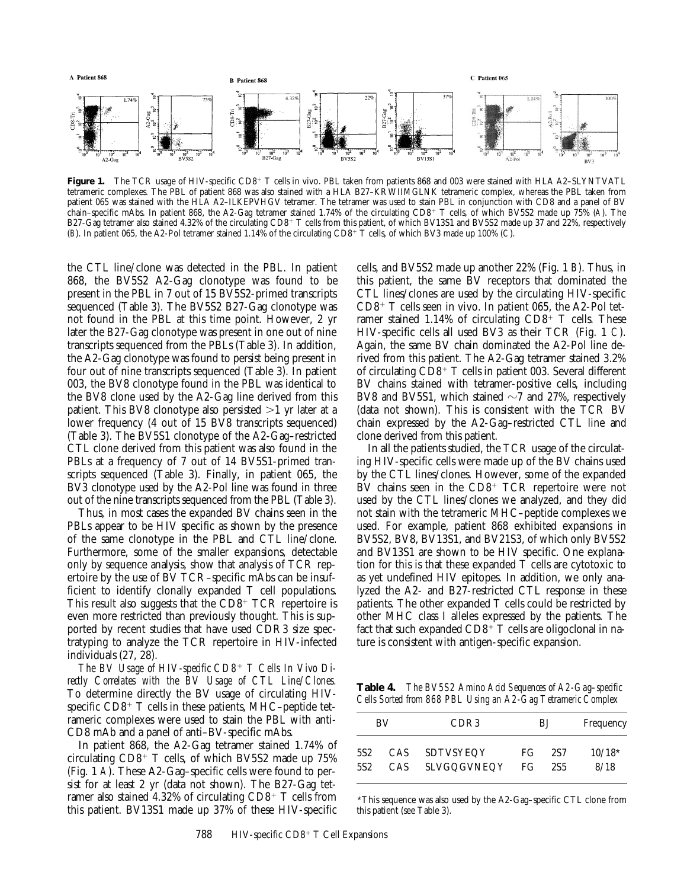**Figure 1.** The TCR usage of HIV-specific CD8+ T cells in vivo. PBL taken from patients 868 and 003 were stained with HLA A2–SLYNTVATL tetrameric complexes. The PBL of patient 868 was also stained with a HLA B27–KRWIIMGLNK tetrameric complex, whereas the PBL taken from patient 065 was stained with the HLA A2–ILKEPVHGV tetramer. The tetramer was used to stain PBL in conjunction with CD8 and a panel of BV chain–specific mAbs. In patient 868, the A2-Gag tetramer stained 1.74% of the circulating CD8+ T cells, of which BV5S2 made up 75% (*A*). The B27-Gag tetramer also stained 4.32% of the circulating CD8+ T cells from this patient, of which BV13S1 and BV5S2 made up 37 and 22%, respectively (*B*). In patient 065, the A2-Pol tetramer stained 1.14% of the circulating CD8+ T cells, of which BV3 made up 100% (*C*).

the CTL line/clone was detected in the PBL. In patient 868, the BV5S2 A2-Gag clonotype was found to be present in the PBL in 7 out of 15 BV5S2-primed transcripts sequenced (Table 3). The BV5S2 B27-Gag clonotype was not found in the PBL at this time point. However, 2 yr later the B27-Gag clonotype was present in one out of nine transcripts sequenced from the PBLs (Table 3). In addition, the A2-Gag clonotype was found to persist being present in four out of nine transcripts sequenced (Table 3). In patient 003, the BV8 clonotype found in the PBL was identical to the BV8 clone used by the A2-Gag line derived from this patient. This BV8 clonotype also persisted >1 yr later at a lower frequency (4 out of 15 BV8 transcripts sequenced) (Table 3). The BV5S1 clonotype of the A2-Gag–restricted CTL clone derived from this patient was also found in the PBLs at a frequency of 7 out of 14 BV5S1-primed transcripts sequenced (Table 3). Finally, in patient 065, the BV3 clonotype used by the A2-Pol line was found in three out of the nine transcripts sequenced from the PBL (Table 3).

Thus, in most cases the expanded BV chains seen in the PBLs appear to be HIV specific as shown by the presence of the same clonotype in the PBL and CTL line/clone. Furthermore, some of the smaller expansions, detectable only by sequence analysis, show that analysis of TCR repertoire by the use of BV TCR–specific mAbs can be insufficient to identify clonally expanded T cell populations. This result also suggests that the CD8+ TCR repertoire is even more restricted than previously thought. This is supported by recent studies that have used CDR3 size spectratyping to analyze the TCR repertoire in HIV-infected individuals (27, 28).

*The BV Usage of HIV-specific CD8+ T Cells In Vivo Directly Correlates with the BV Usage of CTL Line/Clones.* To determine directly the BV usage of circulating HIV-specific CD8+ T cells in these patients, MHC–peptide tetrameric complexes were used to stain the PBL with anti-CD8 mAb and a panel of anti–BV-specific mAbs.

In patient 868, the A2-Gag tetramer stained 1.74% of circulating CD8+ T cells, of which BV5S2 made up 75% (Fig. 1 *A*). These A2-Gag–specific cells were found to persist for at least 2 yr (data not shown). The B27-Gag tetramer also stained 4.32% of circulating CD8+ T cells from this patient. BV13S1 made up 37% of these HIV-specific cells, and BV5S2 made up another 22% (Fig. 1 *B*). Thus, in this patient, the same BV receptors that dominated the CTL lines/clones are used by the circulating HIV-specific CD8+ T cells seen in vivo. In patient 065, the A2-Pol tetramer stained 1.14% of circulating CD8+ T cells. These HIV-specific cells all used BV3 as their TCR (Fig. 1 *C*). Again, the same BV chain dominated the A2-Pol line derived from this patient. The A2-Gag tetramer stained 3.2% of circulating CD8+ T cells in patient 003. Several different BV chains stained with tetramer-positive cells, including BV8 and BV5S1, which stained ~7 and 27%, respectively (data not shown). This is consistent with the TCR BV chain expressed by the A2-Gag–restricted CTL line and clone derived from this patient.

In all the patients studied, the TCR usage of the circulating HIV-specific cells were made up of the BV chains used by the CTL lines/clones. However, some of the expanded BV chains seen in the CD8+ TCR repertoire were not used by the CTL lines/clones we analyzed, and they did not stain with the tetrameric MHC–peptide complexes we used. For example, patient 868 exhibited expansions in BV5S2, BV8, BV13S1, and BV21S3, of which only BV5S2 and BV13S1 are shown to be HIV specific. One explanation for this is that these expanded T cells are cytotoxic to as yet undefined HIV epitopes. In addition, we only analyzed the A2- and B27-restricted CTL response in these patients. The other expanded T cells could be restricted by other MHC class I alleles expressed by the patients. The fact that such expanded CD8+ T cells are oligoclonal in nature is consistent with antigen-specific expansion.

**Table 4.** *The BV5S2 Amino Acid Sequences of A2-Gag–specific Cells Sorted from 868 PBL Using an A2-Gag Tetrameric Complex*

| BV | CDR3 | | BJ | | Frequency |
|---|---|---|---|---|---|
| 5S2 | CAS | SDTVSYEQY | FG | 2S7 | 10/18* |
| 5S2 | CAS | SLVGQGVNEQY | FG | 2S5 | 8/18 |

*This sequence was also used by the A2-Gag–specific CTL clone from this patient (see Table 3).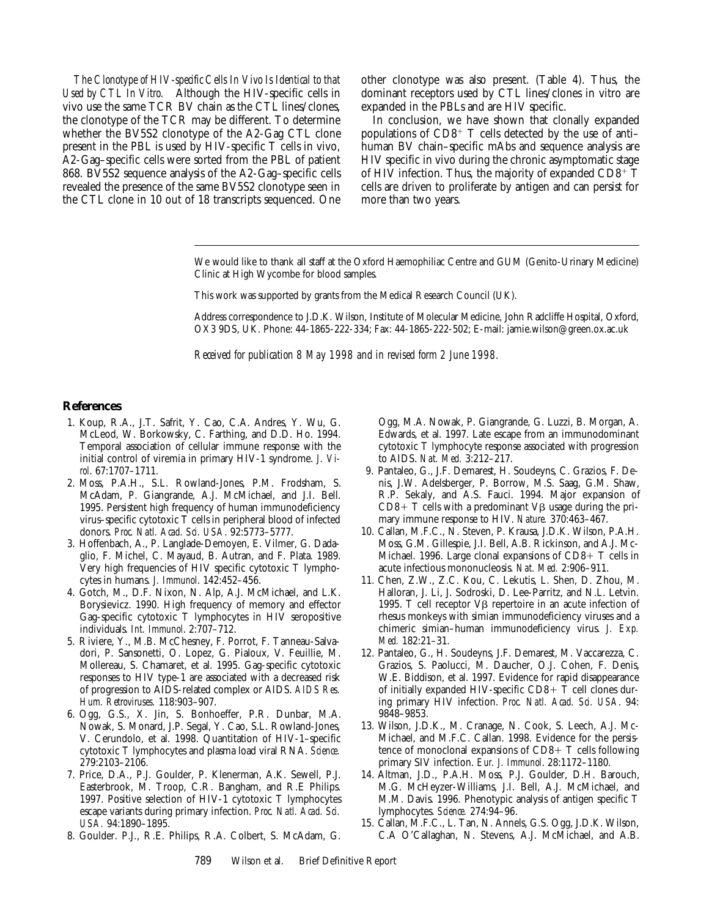*The Clonotype of HIV-specific Cells In Vivo Is Identical to that Used by CTL In Vitro.* Although the HIV-specific cells in vivo use the same TCR BV chain as the CTL lines/clones, the clonotype of the TCR may be different. To determine whether the BV5S2 clonotype of the A2-Gag CTL clone present in the PBL is used by HIV-specific T cells in vivo, A2-Gag–specific cells were sorted from the PBL of patient 868. BV5S2 sequence analysis of the A2-Gag–specific cells revealed the presence of the same BV5S2 clonotype seen in the CTL clone in 10 out of 18 transcripts sequenced. One other clonotype was also present. (Table 4). Thus, the dominant receptors used by CTL lines/clones in vitro are expanded in the PBLs and are HIV specific.

In conclusion, we have shown that clonally expanded populations of $CD8^+$ T cells detected by the use of anti–human BV chain–specific mAbs and sequence analysis are HIV specific in vivo during the chronic asymptomatic stage of HIV infection. Thus, the majority of expanded $CD8^+$ T cells are driven to proliferate by antigen and can persist for more than two years.

---

We would like to thank all staff at the Oxford Haemophiliac Centre and GUM (Genito-Urinary Medicine) Clinic at High Wycombe for blood samples.

This work was supported by grants from the Medical Research Council (UK).

Address correspondence to J.D.K. Wilson, Institute of Molecular Medicine, John Radcliffe Hospital, Oxford, OX3 9DS, UK. Phone: 44-1865-222-334; Fax: 44-1865-222-502; E-mail: jamie.wilson@green.ox.ac.uk

*Received for publication 8 May 1998 and in revised form 2 June 1998.*

## References

1. Koup, R.A., J.T. Safrit, Y. Cao, C.A. Andres, Y. Wu, G. McLeod, W. Borkowsky, C. Farthing, and D.D. Ho. 1994. Temporal association of cellular immune response with the initial control of viremia in primary HIV-1 syndrome. *J. Virol.* 67:1707–1711.
2. Moss, P.A.H., S.L. Rowland-Jones, P.M. Frodsham, S. McAdam, P. Giangrande, A.J. McMichael, and J.I. Bell. 1995. Persistent high frequency of human immunodeficiency virus–specific cytotoxic T cells in peripheral blood of infected donors. *Proc. Natl. Acad. Sci. USA.* 92:5773–5777.
3. Hoffenbach, A., P. Langlade-Demoyen, E. Vilmer, G. Dadaglio, F. Michel, C. Mayaud, B. Autran, and F. Plata. 1989. Very high frequencies of HIV specific cytotoxic T lymphocytes in humans. *J. Immunol.* 142:452–456.
4. Gotch, M., D.F. Nixon, N. Alp, A.J. McMichael, and L.K. Borysievicz. 1990. High frequency of memory and effector Gag-specific cytotoxic T lymphocytes in HIV seropositive individuals. *Int. Immunol.* 2:707–712.
5. Riviere, Y., M.B. McChesney, F. Porrot, F. Tanneau-Salvadori, P. Sansonetti, O. Lopez, G. Pialoux, V. Feuillie, M. Mollereau, S. Chamaret, et al. 1995. Gag-specific cytotoxic responses to HIV type-1 are associated with a decreased risk of progression to AIDS-related complex or AIDS. *AIDS Res. Hum. Retroviruses.* 118:903–907.
6. Ogg, G.S., X. Jin, S. Bonhoeffer, P.R. Dunbar, M.A. Nowak, S. Monard, J.P. Segal, Y. Cao, S.L. Rowland-Jones, V. Cerundolo, et al. 1998. Quantitation of HIV-1–specific cytotoxic T lymphocytes and plasma load viral RNA. *Science.* 279:2103–2106.
7. Price, D.A., P.J. Goulder, P. Klenerman, A.K. Sewell, P.J. Easterbrook, M. Troop, C.R. Bangham, and R.E Philips. 1997. Positive selection of HIV-1 cytotoxic T lymphocytes escape variants during primary infection. *Proc. Natl. Acad. Sci. USA.* 94:1890–1895.
8. Goulder. P.J., R.E. Philips, R.A. Colbert, S. McAdam, G. Ogg, M.A. Nowak, P. Giangrande, G. Luzzi, B. Morgan, A. Edwards, et al. 1997. Late escape from an immunodominant cytotoxic T lymphocyte response associated with progression to AIDS. *Nat. Med.* 3:212–217.
9. Pantaleo, G., J.F. Demarest, H. Soudeyns, C. Grazios, F. Denis, J.W. Adelsberger, P. Borrow, M.S. Saag, G.M. Shaw, R.P. Sekaly, and A.S. Fauci. 1994. Major expansion of CD8+ T cells with a predominant Vβ usage during the primary immune response to HIV. *Nature.* 370:463–467.
10. Callan, M.F.C., N. Steven, P. Krausa, J.D.K. Wilson, P.A.H. Moss, G.M. Gillespie, J.I. Bell, A.B. Rickinson, and A.J. McMichael. 1996. Large clonal expansions of CD8+ T cells in acute infectious mononucleosis. *Nat. Med.* 2:906–911.
11. Chen, Z.W., Z.C. Kou, C. Lekutis, L. Shen, D. Zhou, M. Halloran, J. Li, J. Sodroski, D. Lee-Parritz, and N.L. Letvin. 1995. T cell receptor Vβ repertoire in an acute infection of rhesus monkeys with simian immunodeficiency viruses and a chimeric simian–human immunodeficiency virus. *J. Exp. Med.* 182:21–31.
12. Pantaleo, G., H. Soudeyns, J.F. Demarest, M. Vaccarezza, C. Grazios, S. Paolucci, M. Daucher, O.J. Cohen, F. Denis, W.E. Biddison, et al. 1997. Evidence for rapid disappearance of initially expanded HIV-specific CD8+ T cell clones during primary HIV infection. *Proc. Natl. Acad. Sci. USA.* 94:9848–9853.
13. Wilson, J.D.K., M. Cranage, N. Cook, S. Leech, A.J. McMichael, and M.F.C. Callan. 1998. Evidence for the persistence of monoclonal expansions of CD8+ T cells following primary SIV infection. *Eur. J. Immunol.* 28:1172–1180.
14. Altman, J.D., P.A.H. Moss, P.J. Goulder, D.H. Barouch, M.G. McHeyzer-Williams, J.I. Bell, A.J. McMichael, and M.M. Davis. 1996. Phenotypic analysis of antigen specific T lymphocytes. *Science.* 274:94–96.
15. Callan, M.F.C., L. Tan, N. Annels, G.S. Ogg, J.D.K. Wilson, C.A O'Callaghan, N. Stevens, A.J. McMichael, and A.B.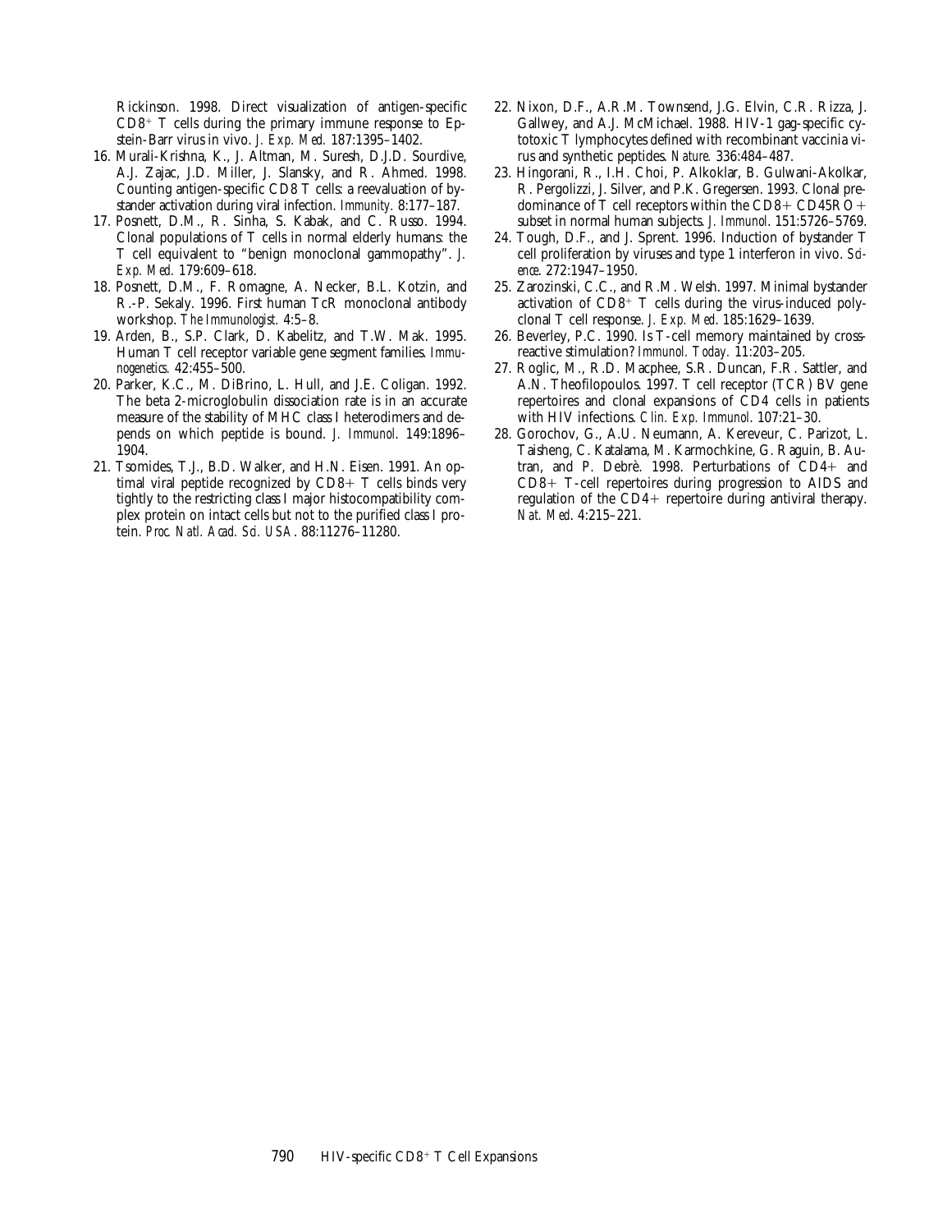Rickinson. 1998. Direct visualization of antigen-specific $CD8^+$ T cells during the primary immune response to Epstein-Barr virus in vivo. *J. Exp. Med.* 187:1395–1402.

16. Murali-Krishna, K., J. Altman, M. Suresh, D.J.D. Sourdive, A.J. Zajac, J.D. Miller, J. Slansky, and R. Ahmed. 1998. Counting antigen-specific CD8 T cells: a reevaluation of bystander activation during viral infection. *Immunity.* 8:177–187.
17. Posnett, D.M., R. Sinha, S. Kabak, and C. Russo. 1994. Clonal populations of T cells in normal elderly humans: the T cell equivalent to "benign monoclonal gammopathy". *J. Exp. Med.* 179:609–618.
18. Posnett, D.M., F. Romagne, A. Necker, B.L. Kotzin, and R.-P. Sekaly. 1996. First human TcR monoclonal antibody workshop. *The Immunologist.* 4:5–8.
19. Arden, B., S.P. Clark, D. Kabelitz, and T.W. Mak. 1995. Human T cell receptor variable gene segment families. *Immunogenetics.* 42:455–500.
20. Parker, K.C., M. DiBrino, L. Hull, and J.E. Coligan. 1992. The beta 2-microglobulin dissociation rate is in an accurate measure of the stability of MHC class I heterodimers and depends on which peptide is bound. *J. Immunol.* 149:1896–1904.
21. Tsomides, T.J., B.D. Walker, and H.N. Eisen. 1991. An optimal viral peptide recognized by $CD8+$ T cells binds very tightly to the restricting class I major histocompatibility complex protein on intact cells but not to the purified class I protein. *Proc. Natl. Acad. Sci. USA.* 88:11276–11280.
22. Nixon, D.F., A.R.M. Townsend, J.G. Elvin, C.R. Rizza, J. Gallwey, and A.J. McMichael. 1988. HIV-1 gag-specific cytotoxic T lymphocytes defined with recombinant vaccinia virus and synthetic peptides. *Nature.* 336:484–487.
23. Hingorani, R., I.H. Choi, P. Alkoklar, B. Gulwani-Akolkar, R. Pergolizzi, J. Silver, and P.K. Gregersen. 1993. Clonal predominance of T cell receptors within the $CD8+$ $CD45RO+$ subset in normal human subjects. *J. Immunol.* 151:5726–5769.
24. Tough, D.F., and J. Sprent. 1996. Induction of bystander T cell proliferation by viruses and type 1 interferon in vivo. *Science.* 272:1947–1950.
25. Zarozinski, C.C., and R.M. Welsh. 1997. Minimal bystander activation of $CD8^+$ T cells during the virus-induced polyclonal T cell response. *J. Exp. Med.* 185:1629–1639.
26. Beverley, P.C. 1990. Is T-cell memory maintained by crossreactive stimulation? *Immunol. Today.* 11:203–205.
27. Roglic, M., R.D. Macphee, S.R. Duncan, F.R. Sattler, and A.N. Theofilopoulos. 1997. T cell receptor (TCR) BV gene repertoires and clonal expansions of CD4 cells in patients with HIV infections. *Clin. Exp. Immunol.* 107:21–30.
28. Gorochov, G., A.U. Neumann, A. Kereveur, C. Parizot, L. Taisheng, C. Katalama, M. Karmochkine, G. Raguin, B. Autran, and P. Debrè. 1998. Perturbations of $CD4+$ and $CD8+$ T-cell repertoires during progression to AIDS and regulation of the $CD4+$ repertoire during antiviral therapy. *Nat. Med.* 4:215–221.